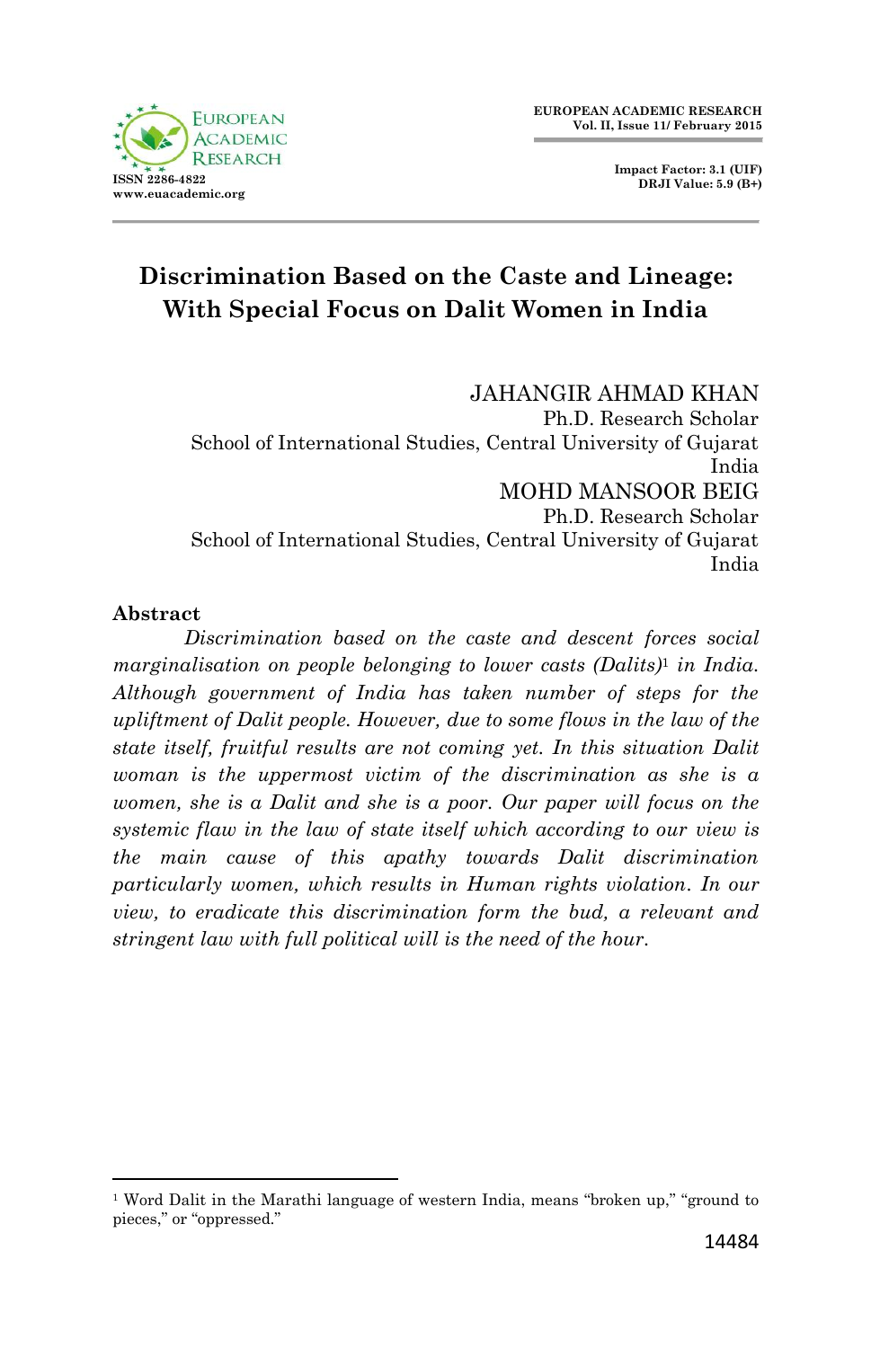# Discrimination Based on the Caste and Lineage: With Special Focus on Dalit Women in India

JAHANGIR AHMAD KHAN
Ph.D. Research Scholar
School of International Studies, Central University of Gujarat
India

MOHD MANSOOR BEIG
Ph.D. Research Scholar
School of International Studies, Central University of Gujarat
India

## Abstract

*Discrimination based on the caste and descent forces social marginalisation on people belonging to lower casts (Dalits)*[1] *in India. Although government of India has taken number of steps for the upliftment of Dalit people. However, due to some flows in the law of the state itself, fruitful results are not coming yet. In this situation Dalit woman is the uppermost victim of the discrimination as she is a women, she is a Dalit and she is a poor. Our paper will focus on the systemic flaw in the law of state itself which according to our view is the main cause of this apathy towards Dalit discrimination particularly women, which results in Human rights violation. In our view, to eradicate this discrimination form the bud, a relevant and stringent law with full political will is the need of the hour.*

---

[1] Word Dalit in the Marathi language of western India, means "broken up," "ground to pieces," or "oppressed."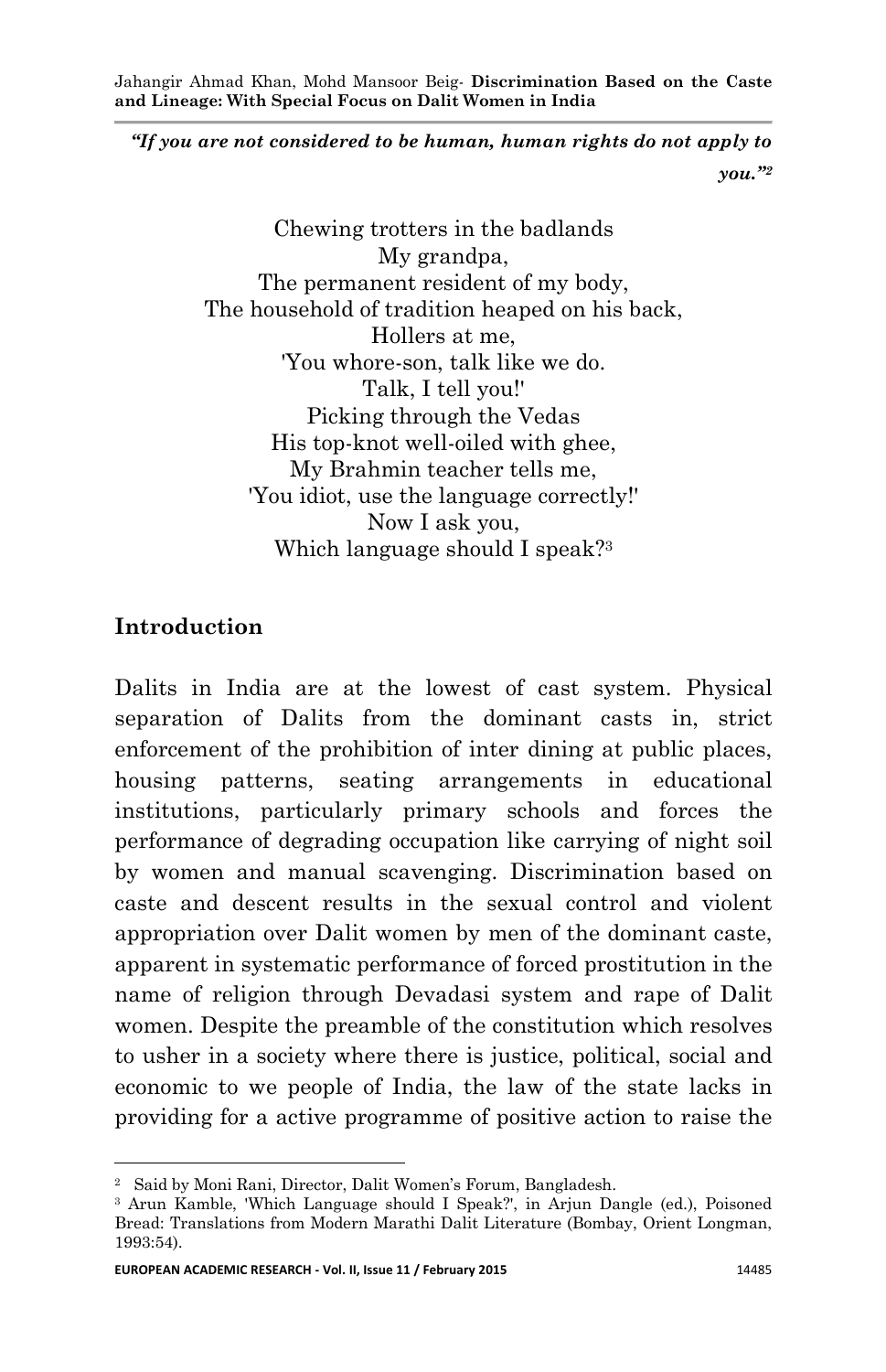*"If you are not considered to be human, human rights do not apply to you."*[2]

Chewing trotters in the badlands
My grandpa,
The permanent resident of my body,
The household of tradition heaped on his back,
Hollers at me,
'You whore-son, talk like we do.
Talk, I tell you!'
Picking through the Vedas
His top-knot well-oiled with ghee,
My Brahmin teacher tells me,
'You idiot, use the language correctly!'
Now I ask you,
Which language should I speak?[3]

## Introduction

Dalits in India are at the lowest of cast system. Physical separation of Dalits from the dominant casts in, strict enforcement of the prohibition of inter dining at public places, housing patterns, seating arrangements in educational institutions, particularly primary schools and forces the performance of degrading occupation like carrying of night soil by women and manual scavenging. Discrimination based on caste and descent results in the sexual control and violent appropriation over Dalit women by men of the dominant caste, apparent in systematic performance of forced prostitution in the name of religion through Devadasi system and rape of Dalit women. Despite the preamble of the constitution which resolves to usher in a society where there is justice, political, social and economic to we people of India, the law of the state lacks in providing for a active programme of positive action to raise the

---

[2] Said by Moni Rani, Director, Dalit Women's Forum, Bangladesh.

[3] Arun Kamble, 'Which Language should I Speak?', in Arjun Dangle (ed.), Poisoned Bread: Translations from Modern Marathi Dalit Literature (Bombay, Orient Longman, 1993:54).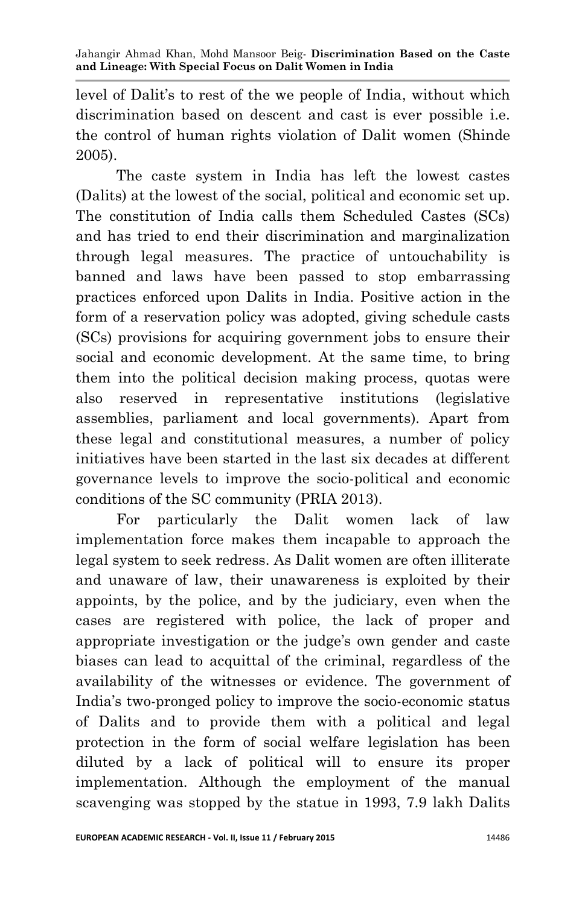level of Dalit's to rest of the we people of India, without which discrimination based on descent and cast is ever possible i.e. the control of human rights violation of Dalit women (Shinde 2005).

The caste system in India has left the lowest castes (Dalits) at the lowest of the social, political and economic set up. The constitution of India calls them Scheduled Castes (SCs) and has tried to end their discrimination and marginalization through legal measures. The practice of untouchability is banned and laws have been passed to stop embarrassing practices enforced upon Dalits in India. Positive action in the form of a reservation policy was adopted, giving schedule casts (SCs) provisions for acquiring government jobs to ensure their social and economic development. At the same time, to bring them into the political decision making process, quotas were also reserved in representative institutions (legislative assemblies, parliament and local governments). Apart from these legal and constitutional measures, a number of policy initiatives have been started in the last six decades at different governance levels to improve the socio-political and economic conditions of the SC community (PRIA 2013).

For particularly the Dalit women lack of law implementation force makes them incapable to approach the legal system to seek redress. As Dalit women are often illiterate and unaware of law, their unawareness is exploited by their appoints, by the police, and by the judiciary, even when the cases are registered with police, the lack of proper and appropriate investigation or the judge's own gender and caste biases can lead to acquittal of the criminal, regardless of the availability of the witnesses or evidence. The government of India's two-pronged policy to improve the socio-economic status of Dalits and to provide them with a political and legal protection in the form of social welfare legislation has been diluted by a lack of political will to ensure its proper implementation. Although the employment of the manual scavenging was stopped by the statue in 1993, 7.9 lakh Dalits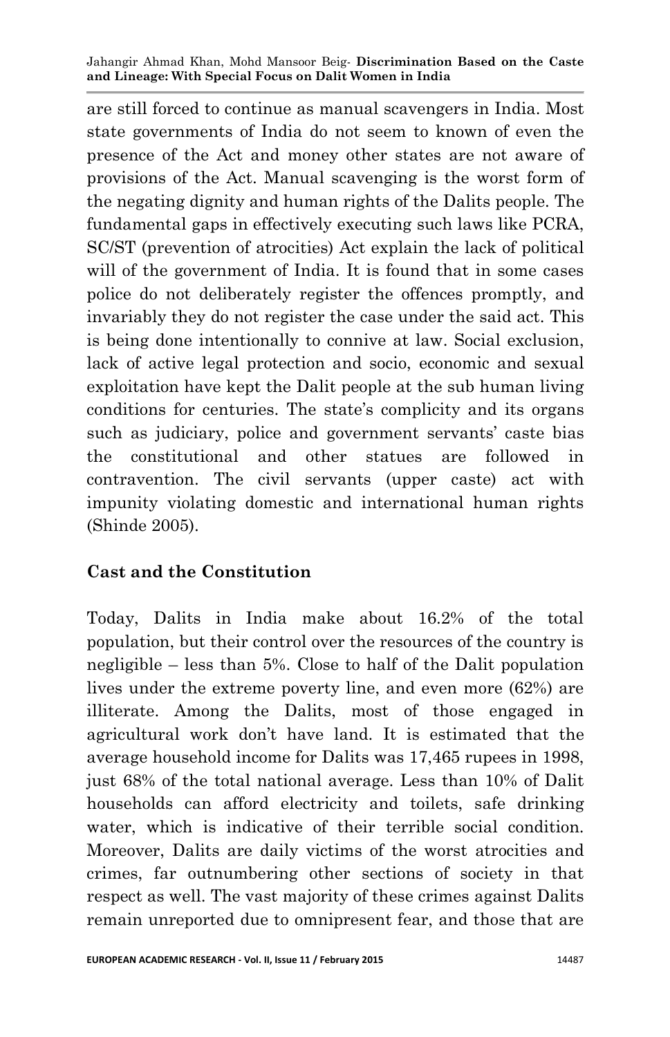are still forced to continue as manual scavengers in India. Most state governments of India do not seem to known of even the presence of the Act and money other states are not aware of provisions of the Act. Manual scavenging is the worst form of the negating dignity and human rights of the Dalits people. The fundamental gaps in effectively executing such laws like PCRA, SC/ST (prevention of atrocities) Act explain the lack of political will of the government of India. It is found that in some cases police do not deliberately register the offences promptly, and invariably they do not register the case under the said act. This is being done intentionally to connive at law. Social exclusion, lack of active legal protection and socio, economic and sexual exploitation have kept the Dalit people at the sub human living conditions for centuries. The state's complicity and its organs such as judiciary, police and government servants' caste bias the constitutional and other statues are followed in contravention. The civil servants (upper caste) act with impunity violating domestic and international human rights (Shinde 2005).

## Cast and the Constitution

Today, Dalits in India make about 16.2% of the total population, but their control over the resources of the country is negligible – less than 5%. Close to half of the Dalit population lives under the extreme poverty line, and even more (62%) are illiterate. Among the Dalits, most of those engaged in agricultural work don't have land. It is estimated that the average household income for Dalits was 17,465 rupees in 1998, just 68% of the total national average. Less than 10% of Dalit households can afford electricity and toilets, safe drinking water, which is indicative of their terrible social condition. Moreover, Dalits are daily victims of the worst atrocities and crimes, far outnumbering other sections of society in that respect as well. The vast majority of these crimes against Dalits remain unreported due to omnipresent fear, and those that are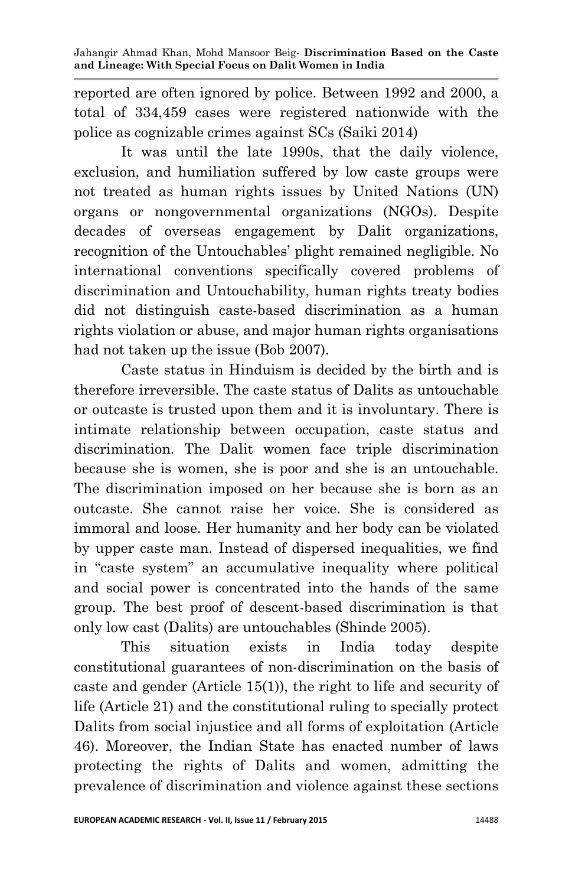reported are often ignored by police. Between 1992 and 2000, a total of 334,459 cases were registered nationwide with the police as cognizable crimes against SCs (Saiki 2014)

It was until the late 1990s, that the daily violence, exclusion, and humiliation suffered by low caste groups were not treated as human rights issues by United Nations (UN) organs or nongovernmental organizations (NGOs). Despite decades of overseas engagement by Dalit organizations, recognition of the Untouchables' plight remained negligible. No international conventions specifically covered problems of discrimination and Untouchability, human rights treaty bodies did not distinguish caste-based discrimination as a human rights violation or abuse, and major human rights organisations had not taken up the issue (Bob 2007).

Caste status in Hinduism is decided by the birth and is therefore irreversible. The caste status of Dalits as untouchable or outcaste is trusted upon them and it is involuntary. There is intimate relationship between occupation, caste status and discrimination. The Dalit women face triple discrimination because she is women, she is poor and she is an untouchable. The discrimination imposed on her because she is born as an outcaste. She cannot raise her voice. She is considered as immoral and loose. Her humanity and her body can be violated by upper caste man. Instead of dispersed inequalities, we find in "caste system" an accumulative inequality where political and social power is concentrated into the hands of the same group. The best proof of descent-based discrimination is that only low cast (Dalits) are untouchables (Shinde 2005).

This situation exists in India today despite constitutional guarantees of non-discrimination on the basis of caste and gender (Article 15(1)), the right to life and security of life (Article 21) and the constitutional ruling to specially protect Dalits from social injustice and all forms of exploitation (Article 46). Moreover, the Indian State has enacted number of laws protecting the rights of Dalits and women, admitting the prevalence of discrimination and violence against these sections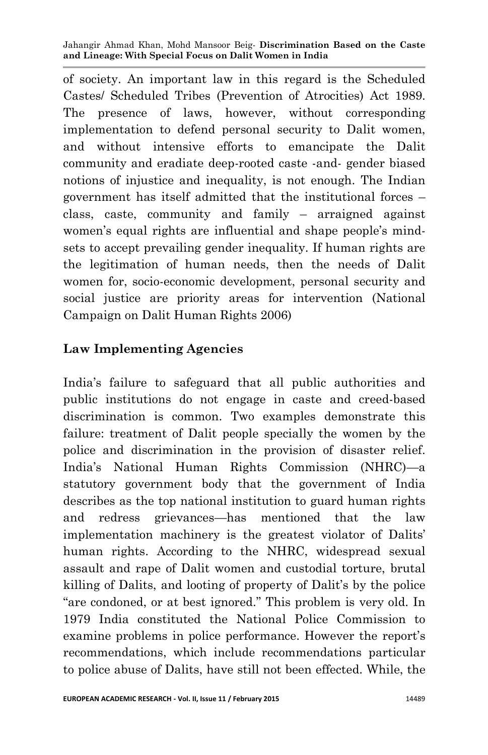of society. An important law in this regard is the Scheduled Castes/ Scheduled Tribes (Prevention of Atrocities) Act 1989. The presence of laws, however, without corresponding implementation to defend personal security to Dalit women, and without intensive efforts to emancipate the Dalit community and eradiate deep-rooted caste -and- gender biased notions of injustice and inequality, is not enough. The Indian government has itself admitted that the institutional forces – class, caste, community and family – arraigned against women's equal rights are influential and shape people's mind-sets to accept prevailing gender inequality. If human rights are the legitimation of human needs, then the needs of Dalit women for, socio-economic development, personal security and social justice are priority areas for intervention (National Campaign on Dalit Human Rights 2006)

## Law Implementing Agencies

India's failure to safeguard that all public authorities and public institutions do not engage in caste and creed-based discrimination is common. Two examples demonstrate this failure: treatment of Dalit people specially the women by the police and discrimination in the provision of disaster relief. India's National Human Rights Commission (NHRC)—a statutory government body that the government of India describes as the top national institution to guard human rights and redress grievances—has mentioned that the law implementation machinery is the greatest violator of Dalits' human rights. According to the NHRC, widespread sexual assault and rape of Dalit women and custodial torture, brutal killing of Dalits, and looting of property of Dalit's by the police "are condoned, or at best ignored." This problem is very old. In 1979 India constituted the National Police Commission to examine problems in police performance. However the report's recommendations, which include recommendations particular to police abuse of Dalits, have still not been effected. While, the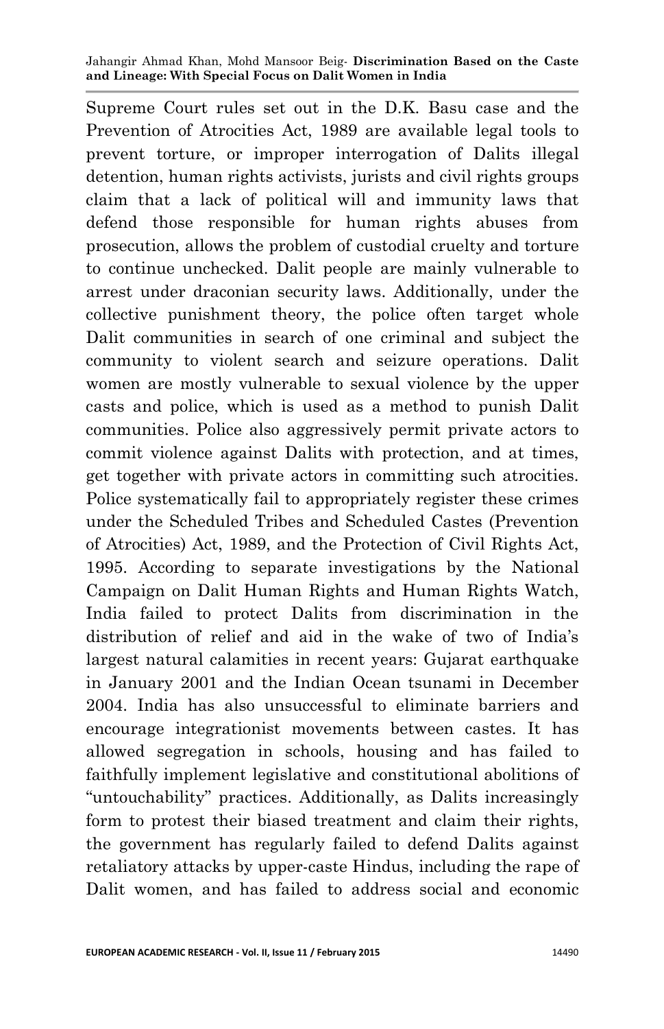Supreme Court rules set out in the D.K. Basu case and the Prevention of Atrocities Act, 1989 are available legal tools to prevent torture, or improper interrogation of Dalits illegal detention, human rights activists, jurists and civil rights groups claim that a lack of political will and immunity laws that defend those responsible for human rights abuses from prosecution, allows the problem of custodial cruelty and torture to continue unchecked. Dalit people are mainly vulnerable to arrest under draconian security laws. Additionally, under the collective punishment theory, the police often target whole Dalit communities in search of one criminal and subject the community to violent search and seizure operations. Dalit women are mostly vulnerable to sexual violence by the upper casts and police, which is used as a method to punish Dalit communities. Police also aggressively permit private actors to commit violence against Dalits with protection, and at times, get together with private actors in committing such atrocities. Police systematically fail to appropriately register these crimes under the Scheduled Tribes and Scheduled Castes (Prevention of Atrocities) Act, 1989, and the Protection of Civil Rights Act, 1995. According to separate investigations by the National Campaign on Dalit Human Rights and Human Rights Watch, India failed to protect Dalits from discrimination in the distribution of relief and aid in the wake of two of India's largest natural calamities in recent years: Gujarat earthquake in January 2001 and the Indian Ocean tsunami in December 2004. India has also unsuccessful to eliminate barriers and encourage integrationist movements between castes. It has allowed segregation in schools, housing and has failed to faithfully implement legislative and constitutional abolitions of "untouchability" practices. Additionally, as Dalits increasingly form to protest their biased treatment and claim their rights, the government has regularly failed to defend Dalits against retaliatory attacks by upper-caste Hindus, including the rape of Dalit women, and has failed to address social and economic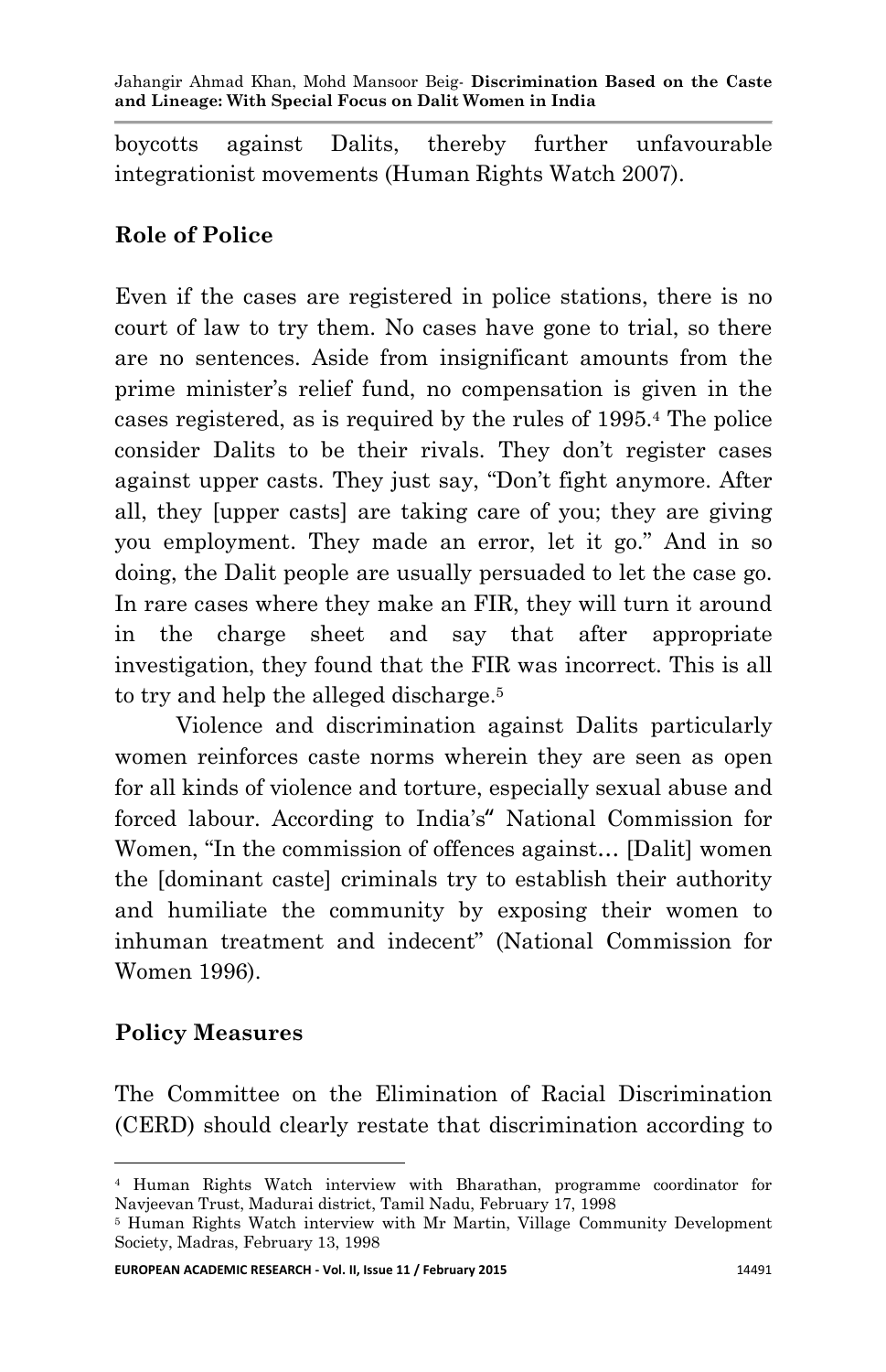boycotts against Dalits, thereby further unfavourable integrationist movements (Human Rights Watch 2007).

## Role of Police

Even if the cases are registered in police stations, there is no court of law to try them. No cases have gone to trial, so there are no sentences. Aside from insignificant amounts from the prime minister's relief fund, no compensation is given in the cases registered, as is required by the rules of 1995.[4] The police consider Dalits to be their rivals. They don't register cases against upper casts. They just say, "Don't fight anymore. After all, they [upper casts] are taking care of you; they are giving you employment. They made an error, let it go." And in so doing, the Dalit people are usually persuaded to let the case go. In rare cases where they make an FIR, they will turn it around in the charge sheet and say that after appropriate investigation, they found that the FIR was incorrect. This is all to try and help the alleged discharge.[5]

Violence and discrimination against Dalits particularly women reinforces caste norms wherein they are seen as open for all kinds of violence and torture, especially sexual abuse and forced labour. According to India's" National Commission for Women, "In the commission of offences against… [Dalit] women the [dominant caste] criminals try to establish their authority and humiliate the community by exposing their women to inhuman treatment and indecent" (National Commission for Women 1996).

## Policy Measures

The Committee on the Elimination of Racial Discrimination (CERD) should clearly restate that discrimination according to

---

[4] Human Rights Watch interview with Bharathan, programme coordinator for Navjeevan Trust, Madurai district, Tamil Nadu, February 17, 1998

[5] Human Rights Watch interview with Mr Martin, Village Community Development Society, Madras, February 13, 1998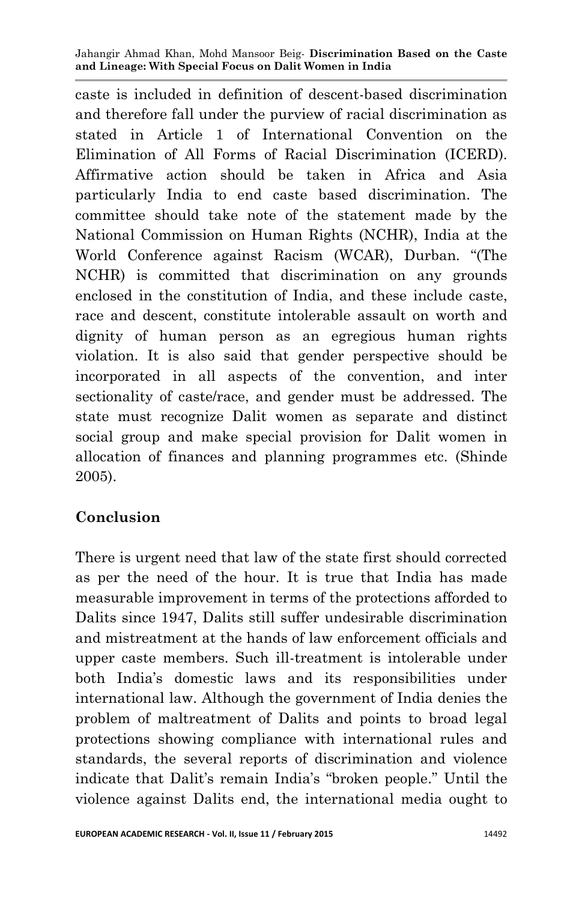caste is included in definition of descent-based discrimination and therefore fall under the purview of racial discrimination as stated in Article 1 of International Convention on the Elimination of All Forms of Racial Discrimination (ICERD). Affirmative action should be taken in Africa and Asia particularly India to end caste based discrimination. The committee should take note of the statement made by the National Commission on Human Rights (NCHR), India at the World Conference against Racism (WCAR), Durban. "(The NCHR) is committed that discrimination on any grounds enclosed in the constitution of India, and these include caste, race and descent, constitute intolerable assault on worth and dignity of human person as an egregious human rights violation. It is also said that gender perspective should be incorporated in all aspects of the convention, and inter sectionality of caste/race, and gender must be addressed. The state must recognize Dalit women as separate and distinct social group and make special provision for Dalit women in allocation of finances and planning programmes etc. (Shinde 2005).

## Conclusion

There is urgent need that law of the state first should corrected as per the need of the hour. It is true that India has made measurable improvement in terms of the protections afforded to Dalits since 1947, Dalits still suffer undesirable discrimination and mistreatment at the hands of law enforcement officials and upper caste members. Such ill-treatment is intolerable under both India's domestic laws and its responsibilities under international law. Although the government of India denies the problem of maltreatment of Dalits and points to broad legal protections showing compliance with international rules and standards, the several reports of discrimination and violence indicate that Dalit's remain India's "broken people." Until the violence against Dalits end, the international media ought to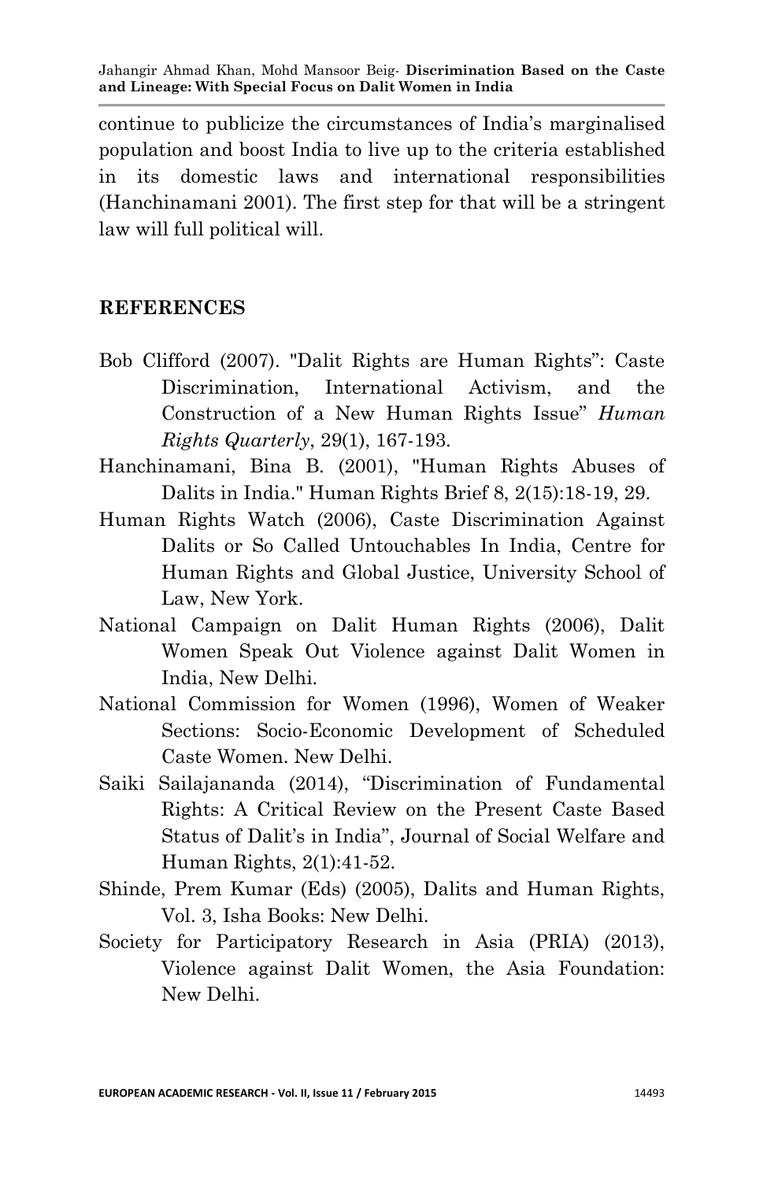continue to publicize the circumstances of India's marginalised population and boost India to live up to the criteria established in its domestic laws and international responsibilities (Hanchinamani 2001). The first step for that will be a stringent law will full political will.

## REFERENCES

Bob Clifford (2007). "Dalit Rights are Human Rights": Caste Discrimination, International Activism, and the Construction of a New Human Rights Issue" *Human Rights Quarterly*, 29(1), 167-193.

Hanchinamani, Bina B. (2001), "Human Rights Abuses of Dalits in India." Human Rights Brief 8, 2(15):18-19, 29.

Human Rights Watch (2006), Caste Discrimination Against Dalits or So Called Untouchables In India, Centre for Human Rights and Global Justice, University School of Law, New York.

National Campaign on Dalit Human Rights (2006), Dalit Women Speak Out Violence against Dalit Women in India, New Delhi.

National Commission for Women (1996), Women of Weaker Sections: Socio-Economic Development of Scheduled Caste Women. New Delhi.

Saiki Sailajananda (2014), "Discrimination of Fundamental Rights: A Critical Review on the Present Caste Based Status of Dalit's in India", Journal of Social Welfare and Human Rights, 2(1):41-52.

Shinde, Prem Kumar (Eds) (2005), Dalits and Human Rights, Vol. 3, Isha Books: New Delhi.

Society for Participatory Research in Asia (PRIA) (2013), Violence against Dalit Women, the Asia Foundation: New Delhi.